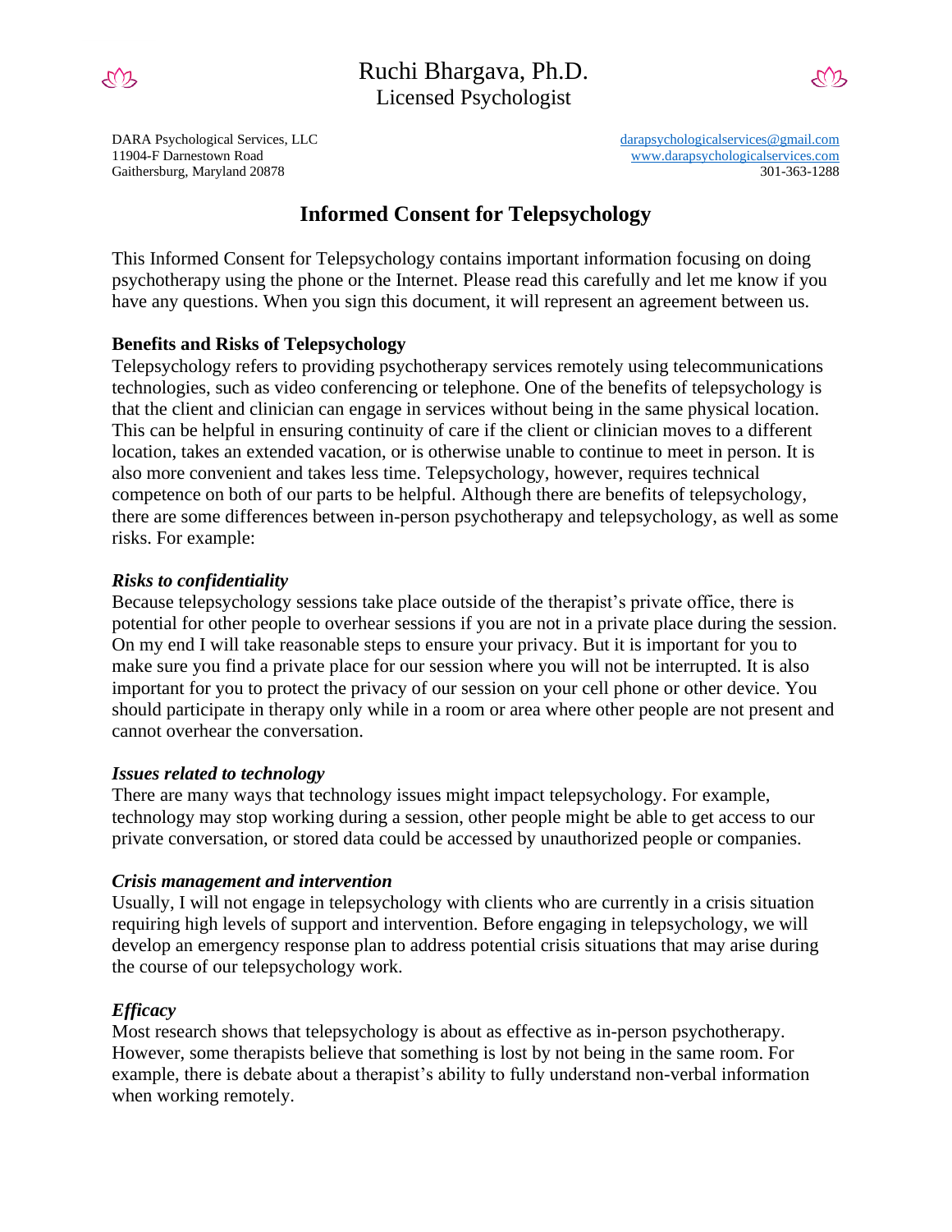# Ruchi Bhargava, Ph.D.
Licensed Psychologist

DARA Psychological Services, LLC
11904-F Darnestown Road
Gaithersburg, Maryland 20878

darapsychologicalservices@gmail.com
www.darapsychologicalservices.com
301-363-1288

## Informed Consent for Telepsychology

This Informed Consent for Telepsychology contains important information focusing on doing psychotherapy using the phone or the Internet. Please read this carefully and let me know if you have any questions. When you sign this document, it will represent an agreement between us.

**Benefits and Risks of Telepsychology**

Telepsychology refers to providing psychotherapy services remotely using telecommunications technologies, such as video conferencing or telephone. One of the benefits of telepsychology is that the client and clinician can engage in services without being in the same physical location. This can be helpful in ensuring continuity of care if the client or clinician moves to a different location, takes an extended vacation, or is otherwise unable to continue to meet in person. It is also more convenient and takes less time. Telepsychology, however, requires technical competence on both of our parts to be helpful. Although there are benefits of telepsychology, there are some differences between in-person psychotherapy and telepsychology, as well as some risks. For example:

***Risks to confidentiality***

Because telepsychology sessions take place outside of the therapist's private office, there is potential for other people to overhear sessions if you are not in a private place during the session. On my end I will take reasonable steps to ensure your privacy. But it is important for you to make sure you find a private place for our session where you will not be interrupted. It is also important for you to protect the privacy of our session on your cell phone or other device. You should participate in therapy only while in a room or area where other people are not present and cannot overhear the conversation.

***Issues related to technology***

There are many ways that technology issues might impact telepsychology. For example, technology may stop working during a session, other people might be able to get access to our private conversation, or stored data could be accessed by unauthorized people or companies.

***Crisis management and intervention***

Usually, I will not engage in telepsychology with clients who are currently in a crisis situation requiring high levels of support and intervention. Before engaging in telepsychology, we will develop an emergency response plan to address potential crisis situations that may arise during the course of our telepsychology work.

***Efficacy***

Most research shows that telepsychology is about as effective as in-person psychotherapy. However, some therapists believe that something is lost by not being in the same room. For example, there is debate about a therapist's ability to fully understand non-verbal information when working remotely.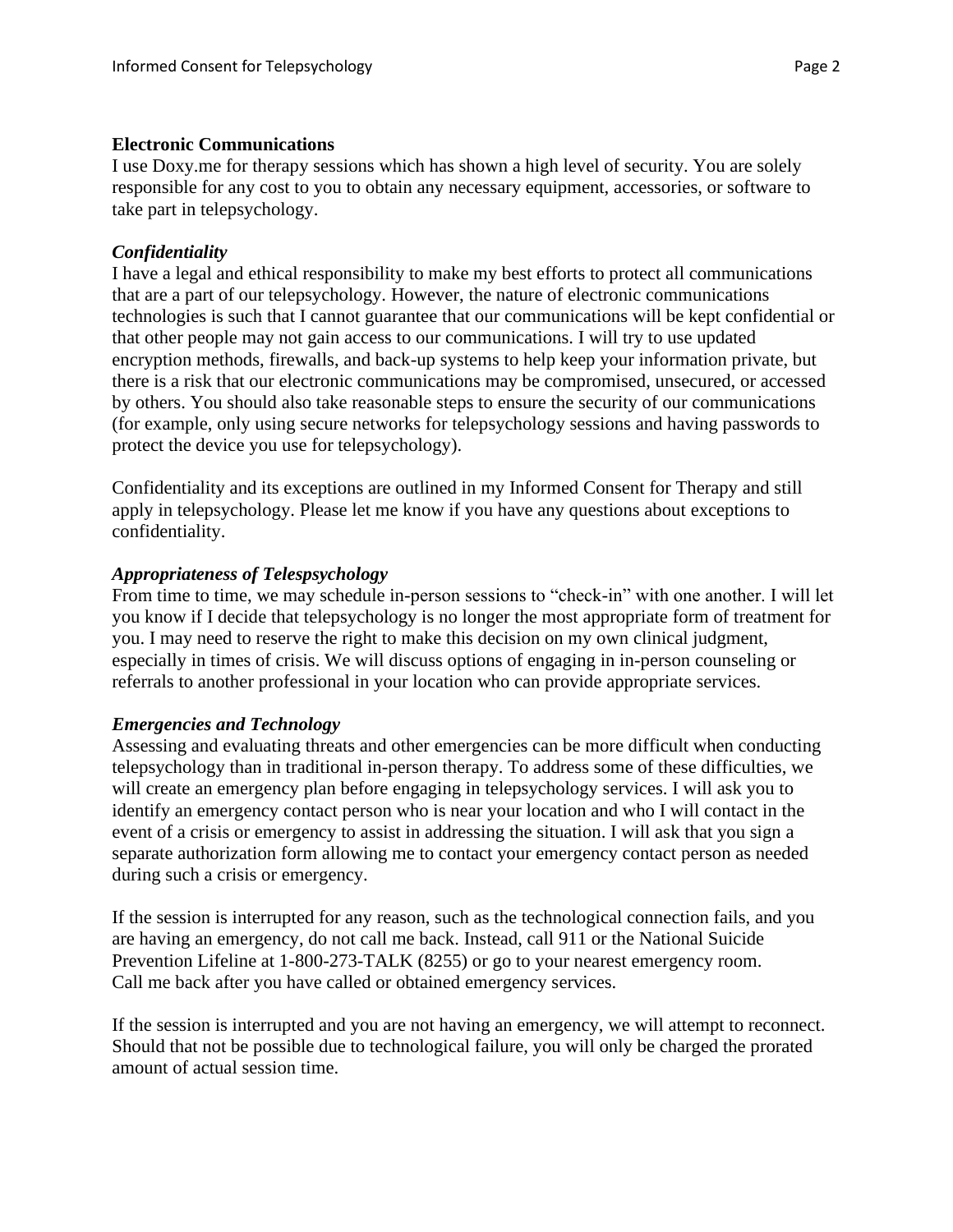**Electronic Communications**

I use Doxy.me for therapy sessions which has shown a high level of security. You are solely responsible for any cost to you to obtain any necessary equipment, accessories, or software to take part in telepsychology.

***Confidentiality***

I have a legal and ethical responsibility to make my best efforts to protect all communications that are a part of our telepsychology. However, the nature of electronic communications technologies is such that I cannot guarantee that our communications will be kept confidential or that other people may not gain access to our communications. I will try to use updated encryption methods, firewalls, and back-up systems to help keep your information private, but there is a risk that our electronic communications may be compromised, unsecured, or accessed by others. You should also take reasonable steps to ensure the security of our communications (for example, only using secure networks for telepsychology sessions and having passwords to protect the device you use for telepsychology).

Confidentiality and its exceptions are outlined in my Informed Consent for Therapy and still apply in telepsychology. Please let me know if you have any questions about exceptions to confidentiality.

***Appropriateness of Telespsychology***

From time to time, we may schedule in-person sessions to "check-in" with one another. I will let you know if I decide that telepsychology is no longer the most appropriate form of treatment for you. I may need to reserve the right to make this decision on my own clinical judgment, especially in times of crisis. We will discuss options of engaging in in-person counseling or referrals to another professional in your location who can provide appropriate services.

***Emergencies and Technology***

Assessing and evaluating threats and other emergencies can be more difficult when conducting telepsychology than in traditional in-person therapy. To address some of these difficulties, we will create an emergency plan before engaging in telepsychology services. I will ask you to identify an emergency contact person who is near your location and who I will contact in the event of a crisis or emergency to assist in addressing the situation. I will ask that you sign a separate authorization form allowing me to contact your emergency contact person as needed during such a crisis or emergency.

If the session is interrupted for any reason, such as the technological connection fails, and you are having an emergency, do not call me back. Instead, call 911 or the National Suicide Prevention Lifeline at 1-800-273-TALK (8255) or go to your nearest emergency room. Call me back after you have called or obtained emergency services.

If the session is interrupted and you are not having an emergency, we will attempt to reconnect. Should that not be possible due to technological failure, you will only be charged the prorated amount of actual session time.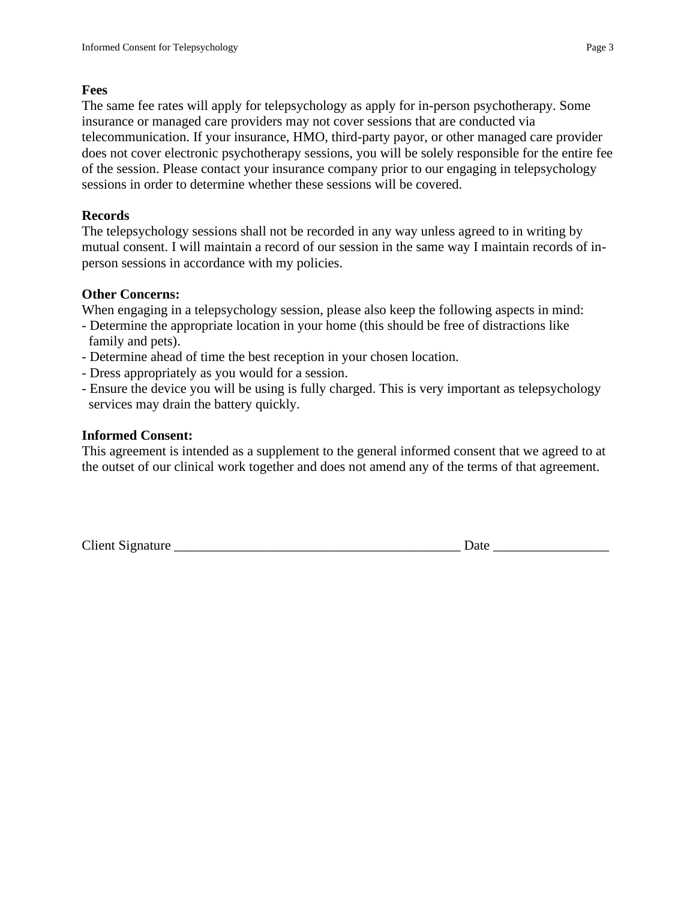**Fees**

The same fee rates will apply for telepsychology as apply for in-person psychotherapy. Some insurance or managed care providers may not cover sessions that are conducted via telecommunication. If your insurance, HMO, third-party payor, or other managed care provider does not cover electronic psychotherapy sessions, you will be solely responsible for the entire fee of the session. Please contact your insurance company prior to our engaging in telepsychology sessions in order to determine whether these sessions will be covered.

**Records**

The telepsychology sessions shall not be recorded in any way unless agreed to in writing by mutual consent. I will maintain a record of our session in the same way I maintain records of in-person sessions in accordance with my policies.

**Other Concerns:**

When engaging in a telepsychology session, please also keep the following aspects in mind:

- Determine the appropriate location in your home (this should be free of distractions like family and pets).
- Determine ahead of time the best reception in your chosen location.
- Dress appropriately as you would for a session.
- Ensure the device you will be using is fully charged. This is very important as telepsychology services may drain the battery quickly.

**Informed Consent:**

This agreement is intended as a supplement to the general informed consent that we agreed to at the outset of our clinical work together and does not amend any of the terms of that agreement.

Client Signature ____________________________________________ Date _________________